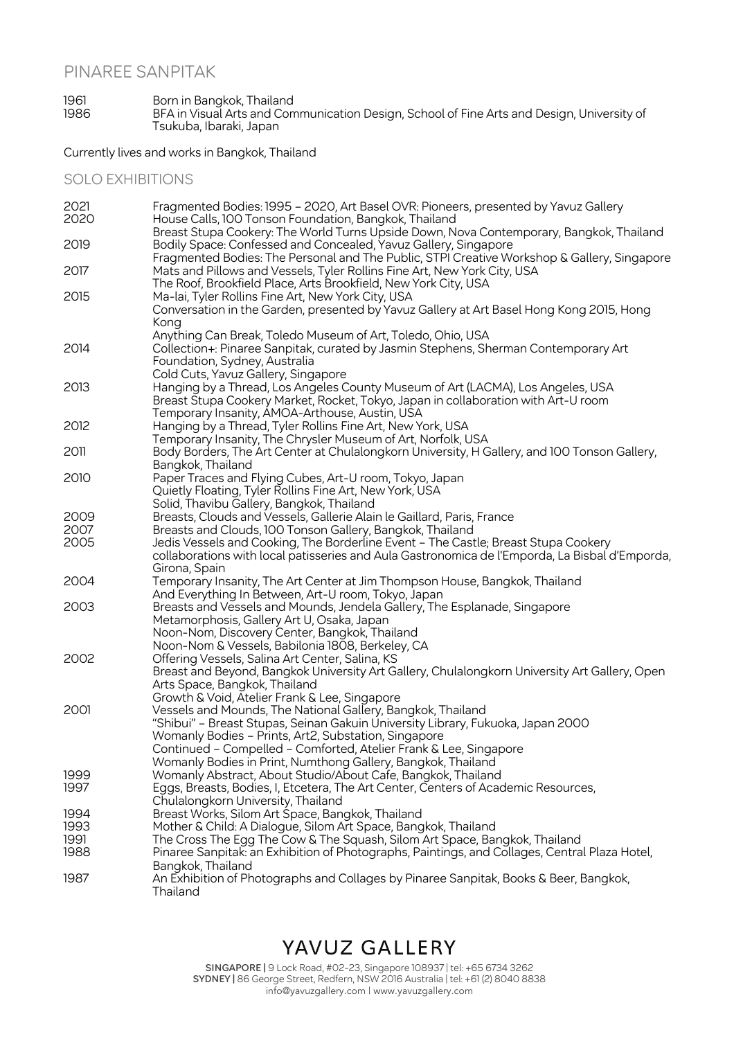# PINAREE SANPITAK

| | |
|---|---|
| 1961 | Born in Bangkok, Thailand |
| 1986 | BFA in Visual Arts and Communication Design, School of Fine Arts and Design, University of Tsukuba, Ibaraki, Japan |

Currently lives and works in Bangkok, Thailand

## SOLO EXHIBITIONS

| | |
|---|---|
| 2021 | Fragmented Bodies: 1995 – 2020, Art Basel OVR: Pioneers, presented by Yavuz Gallery |
| 2020 | House Calls, 100 Tonson Foundation, Bangkok, Thailand |
| | Breast Stupa Cookery: The World Turns Upside Down, Nova Contemporary, Bangkok, Thailand |
| 2019 | Bodily Space: Confessed and Concealed, Yavuz Gallery, Singapore |
| | Fragmented Bodies: The Personal and The Public, STPI Creative Workshop & Gallery, Singapore |
| 2017 | Mats and Pillows and Vessels, Tyler Rollins Fine Art, New York City, USA |
| | The Roof, Brookfield Place, Arts Brookfield, New York City, USA |
| 2015 | Ma-lai, Tyler Rollins Fine Art, New York City, USA |
| | Conversation in the Garden, presented by Yavuz Gallery at Art Basel Hong Kong 2015, Hong Kong |
| | Anything Can Break, Toledo Museum of Art, Toledo, Ohio, USA |
| 2014 | Collection+: Pinaree Sanpitak, curated by Jasmin Stephens, Sherman Contemporary Art Foundation, Sydney, Australia |
| | Cold Cuts, Yavuz Gallery, Singapore |
| 2013 | Hanging by a Thread, Los Angeles County Museum of Art (LACMA), Los Angeles, USA |
| | Breast Stupa Cookery Market, Rocket, Tokyo, Japan in collaboration with Art-U room |
| | Temporary Insanity, AMOA-Arthouse, Austin, USA |
| 2012 | Hanging by a Thread, Tyler Rollins Fine Art, New York, USA |
| | Temporary Insanity, The Chrysler Museum of Art, Norfolk, USA |
| 2011 | Body Borders, The Art Center at Chulalongkorn University, H Gallery, and 100 Tonson Gallery, Bangkok, Thailand |
| 2010 | Paper Traces and Flying Cubes, Art-U room, Tokyo, Japan |
| | Quietly Floating, Tyler Rollins Fine Art, New York, USA |
| | Solid, Thavibu Gallery, Bangkok, Thailand |
| 2009 | Breasts, Clouds and Vessels, Gallerie Alain le Gaillard, Paris, France |
| 2007 | Breasts and Clouds, 100 Tonson Gallery, Bangkok, Thailand |
| 2005 | Jedis Vessels and Cooking, The Borderline Event – The Castle; Breast Stupa Cookery collaborations with local patisseries and Aula Gastronomica de l'Emporda, La Bisbal d'Emporda, Girona, Spain |
| 2004 | Temporary Insanity, The Art Center at Jim Thompson House, Bangkok, Thailand |
| | And Everything In Between, Art-U room, Tokyo, Japan |
| 2003 | Breasts and Vessels and Mounds, Jendela Gallery, The Esplanade, Singapore |
| | Metamorphosis, Gallery Art U, Osaka, Japan |
| | Noon-Nom, Discovery Center, Bangkok, Thailand |
| | Noon-Nom & Vessels, Babilonia 1808, Berkeley, CA |
| 2002 | Offering Vessels, Salina Art Center, Salina, KS |
| | Breast and Beyond, Bangkok University Art Gallery, Chulalongkorn University Art Gallery, Open Arts Space, Bangkok, Thailand |
| | Growth & Void, Atelier Frank & Lee, Singapore |
| 2001 | Vessels and Mounds, The National Gallery, Bangkok, Thailand |
| | "Shibui" – Breast Stupas, Seinan Gakuin University Library, Fukuoka, Japan 2000 |
| | Womanly Bodies – Prints, Art2, Substation, Singapore |
| | Continued – Compelled – Comforted, Atelier Frank & Lee, Singapore |
| | Womanly Bodies in Print, Numthong Gallery, Bangkok, Thailand |
| 1999 | Womanly Abstract, About Studio/About Cafe, Bangkok, Thailand |
| 1997 | Eggs, Breasts, Bodies, I, Etcetera, The Art Center, Centers of Academic Resources, Chulalongkorn University, Thailand |
| 1994 | Breast Works, Silom Art Space, Bangkok, Thailand |
| 1993 | Mother & Child: A Dialogue, Silom Art Space, Bangkok, Thailand |
| 1991 | The Cross The Egg The Cow & The Squash, Silom Art Space, Bangkok, Thailand |
| 1988 | Pinaree Sanpitak: an Exhibition of Photographs, Paintings, and Collages, Central Plaza Hotel, Bangkok, Thailand |
| 1987 | An Exhibition of Photographs and Collages by Pinaree Sanpitak, Books & Beer, Bangkok, Thailand |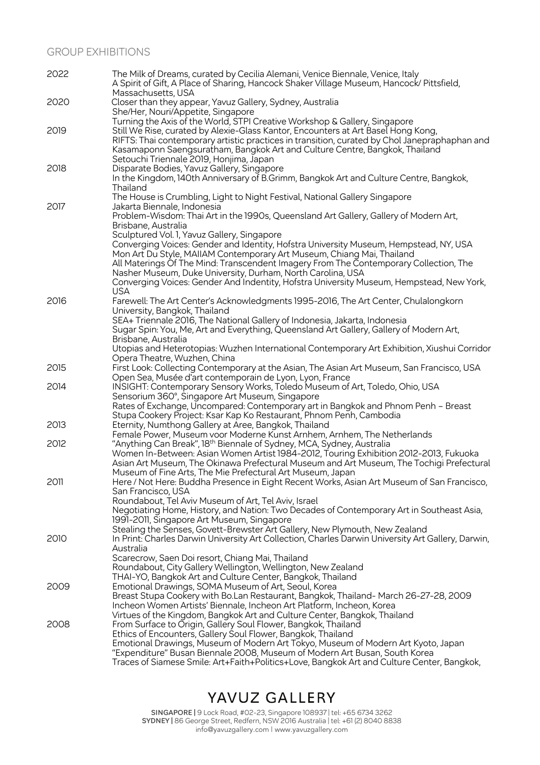## GROUP EXHIBITIONS

**2022**
- The Milk of Dreams, curated by Cecilia Alemani, Venice Biennale, Venice, Italy
- A Spirit of Gift, A Place of Sharing, Hancock Shaker Village Museum, Hancock/ Pittsfield, Massachusetts, USA

**2020**
- Closer than they appear, Yavuz Gallery, Sydney, Australia
- She/Her, Nouri/Appetite, Singapore
- Turning the Axis of the World, STPI Creative Workshop & Gallery, Singapore

**2019**
- Still We Rise, curated by Alexie-Glass Kantor, Encounters at Art Basel Hong Kong,
- RIFTS: Thai contemporary artistic practices in transition, curated by Chol Janepraphaphan and Kasamaponn Saengsuratham, Bangkok Art and Culture Centre, Bangkok, Thailand
- Setouchi Triennale 2019, Honjima, Japan

**2018**
- Disparate Bodies, Yavuz Gallery, Singapore
- In the Kingdom, 140th Anniversary of B.Grimm, Bangkok Art and Culture Centre, Bangkok, Thailand
- The House is Crumbling, Light to Night Festival, National Gallery Singapore

**2017**
- Jakarta Biennale, Indonesia
- Problem-Wisdom: Thai Art in the 1990s, Queensland Art Gallery, Gallery of Modern Art, Brisbane, Australia
- Sculptured Vol. 1, Yavuz Gallery, Singapore
- Converging Voices: Gender and Identity, Hofstra University Museum, Hempstead, NY, USA
- Mon Art Du Style, MAIIAM Contemporary Art Museum, Chiang Mai, Thailand
- All Materings Of The Mind: Transcendent Imagery From The Contemporary Collection, The Nasher Museum, Duke University, Durham, North Carolina, USA
- Converging Voices: Gender And Indentity, Hofstra University Museum, Hempstead, New York, USA

**2016**
- Farewell: The Art Center's Acknowledgments 1995-2016, The Art Center, Chulalongkorn University, Bangkok, Thailand
- SEA+ Triennale 2016, The National Gallery of Indonesia, Jakarta, Indonesia
- Sugar Spin: You, Me, Art and Everything, Queensland Art Gallery, Gallery of Modern Art, Brisbane, Australia
- Utopias and Heterotopias: Wuzhen International Contemporary Art Exhibition, Xiushui Corridor Opera Theatre, Wuzhen, China

**2015**
- First Look: Collecting Contemporary at the Asian, The Asian Art Museum, San Francisco, USA
- Open Sea, Musée d'art contemporain de Lyon, Lyon, France

**2014**
- INSIGHT: Contemporary Sensory Works, Toledo Museum of Art, Toledo, Ohio, USA
- Sensorium 360°, Singapore Art Museum, Singapore
- Rates of Exchange, Uncompared: Contemporary art in Bangkok and Phnom Penh – Breast Stupa Cookery Project: Ksar Kap Ko Restaurant, Phnom Penh, Cambodia

**2013**
- Eternity, Numthong Gallery at Aree, Bangkok, Thailand
- Female Power, Museum voor Moderne Kunst Arnhem, Arnhem, The Netherlands

**2012**
- "Anything Can Break", 18th Biennale of Sydney, MCA, Sydney, Australia
- Women In-Between: Asian Women Artist 1984-2012, Touring Exhibition 2012-2013, Fukuoka Asian Art Museum, The Okinawa Prefectural Museum and Art Museum, The Tochigi Prefectural Museum of Fine Arts, The Mie Prefectural Art Museum, Japan

**2011**
- Here / Not Here: Buddha Presence in Eight Recent Works, Asian Art Museum of San Francisco, San Francisco, USA
- Roundabout, Tel Aviv Museum of Art, Tel Aviv, Israel
- Negotiating Home, History, and Nation: Two Decades of Contemporary Art in Southeast Asia, 1991-2011, Singapore Art Museum, Singapore
- Stealing the Senses, Govett-Brewster Art Gallery, New Plymouth, New Zealand

**2010**
- In Print: Charles Darwin University Art Collection, Charles Darwin University Art Gallery, Darwin, Australia
- Scarecrow, Saen Doi resort, Chiang Mai, Thailand
- Roundabout, City Gallery Wellington, Wellington, New Zealand
- THAI-YO, Bangkok Art and Culture Center, Bangkok, Thailand

**2009**
- Emotional Drawings, SOMA Museum of Art, Seoul, Korea
- Breast Stupa Cookery with Bo.Lan Restaurant, Bangkok, Thailand- March 26-27-28, 2009
- Incheon Women Artists' Biennale, Incheon Art Platform, Incheon, Korea
- Virtues of the Kingdom, Bangkok Art and Culture Center, Bangkok, Thailand

**2008**
- From Surface to Origin, Gallery Soul Flower, Bangkok, Thailand
- Ethics of Encounters, Gallery Soul Flower, Bangkok, Thailand
- Emotional Drawings, Museum of Modern Art Tokyo, Museum of Modern Art Kyoto, Japan
- "Expenditure" Busan Biennale 2008, Museum of Modern Art Busan, South Korea
- Traces of Siamese Smile: Art+Faith+Politics+Love, Bangkok Art and Culture Center, Bangkok,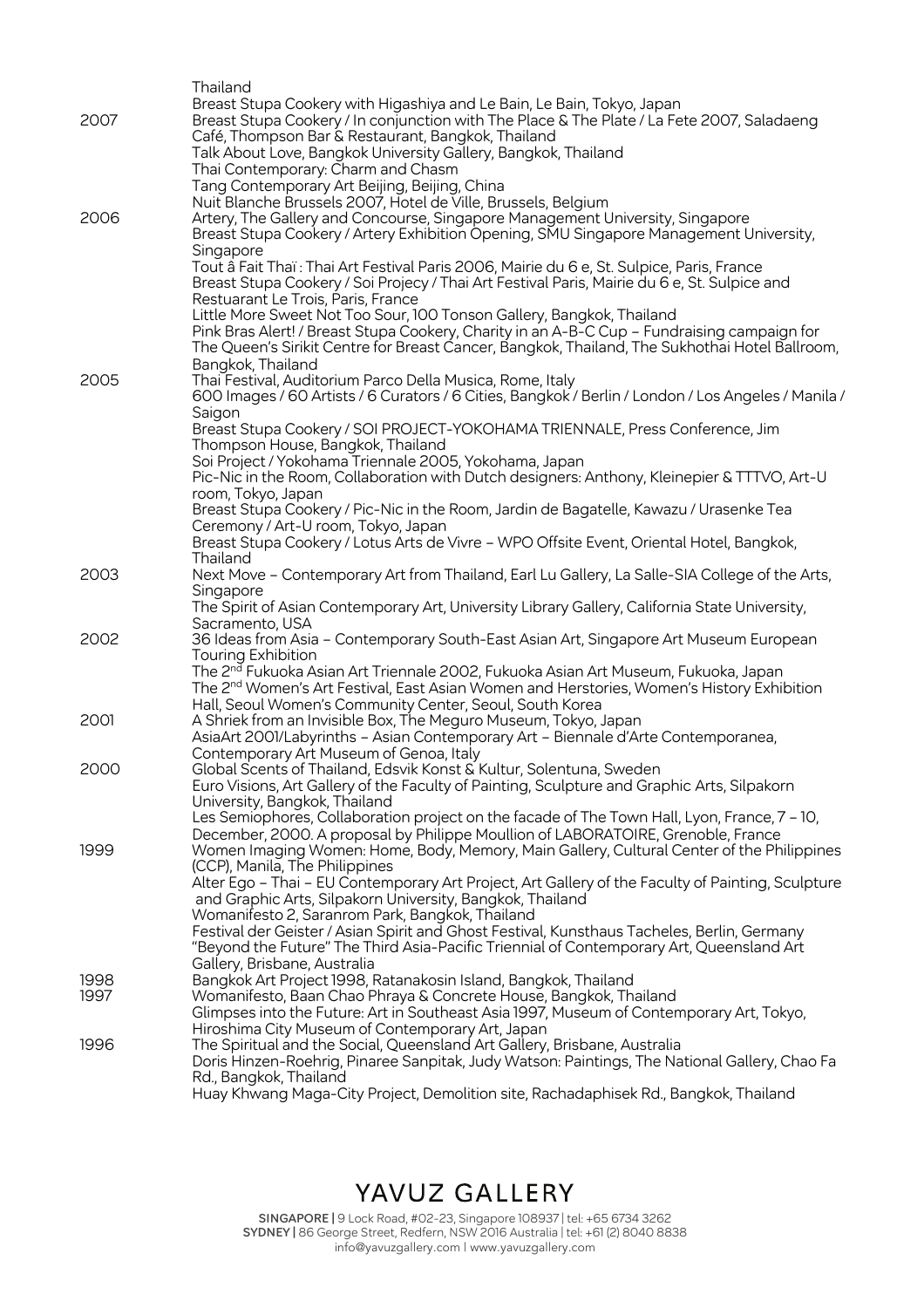Thailand
Breast Stupa Cookery with Higashiya and Le Bain, Le Bain, Tokyo, Japan

**2007**
Breast Stupa Cookery / In conjunction with The Place & The Plate / La Fete 2007, Saladaeng Café, Thompson Bar & Restaurant, Bangkok, Thailand
Talk About Love, Bangkok University Gallery, Bangkok, Thailand
Thai Contemporary: Charm and Chasm
Tang Contemporary Art Beijing, Beijing, China
Nuit Blanche Brussels 2007, Hotel de Ville, Brussels, Belgium

**2006**
Artery, The Gallery and Concourse, Singapore Management University, Singapore
Breast Stupa Cookery / Artery Exhibition Opening, SMU Singapore Management University, Singapore
Tout â Fait Thaï : Thai Art Festival Paris 2006, Mairie du 6 e, St. Sulpice, Paris, France
Breast Stupa Cookery / Soi Projecy / Thai Art Festival Paris, Mairie du 6 e, St. Sulpice and Restuarant Le Trois, Paris, France
Little More Sweet Not Too Sour, 100 Tonson Gallery, Bangkok, Thailand
Pink Bras Alert! / Breast Stupa Cookery, Charity in an A-B-C Cup – Fundraising campaign for The Queen's Sirikit Centre for Breast Cancer, Bangkok, Thailand, The Sukhothai Hotel Ballroom, Bangkok, Thailand

**2005**
Thai Festival, Auditorium Parco Della Musica, Rome, Italy
600 Images / 60 Artists / 6 Curators / 6 Cities, Bangkok / Berlin / London / Los Angeles / Manila / Saigon
Breast Stupa Cookery / SOI PROJECT-YOKOHAMA TRIENNALE, Press Conference, Jim Thompson House, Bangkok, Thailand
Soi Project / Yokohama Triennale 2005, Yokohama, Japan
Pic-Nic in the Room, Collaboration with Dutch designers: Anthony, Kleinepier & TTTVO, Art-U room, Tokyo, Japan
Breast Stupa Cookery / Pic-Nic in the Room, Jardin de Bagatelle, Kawazu / Urasenke Tea Ceremony / Art-U room, Tokyo, Japan
Breast Stupa Cookery / Lotus Arts de Vivre – WPO Offsite Event, Oriental Hotel, Bangkok, Thailand

**2003**
Next Move – Contemporary Art from Thailand, Earl Lu Gallery, La Salle-SIA College of the Arts, Singapore
The Spirit of Asian Contemporary Art, University Library Gallery, California State University, Sacramento, USA

**2002**
36 Ideas from Asia – Contemporary South-East Asian Art, Singapore Art Museum European Touring Exhibition
The 2nd Fukuoka Asian Art Triennale 2002, Fukuoka Asian Art Museum, Fukuoka, Japan
The 2nd Women's Art Festival, East Asian Women and Herstories, Women's History Exhibition Hall, Seoul Women's Community Center, Seoul, South Korea

**2001**
A Shriek from an Invisible Box, The Meguro Museum, Tokyo, Japan
AsiaArt 2001/Labyrinths – Asian Contemporary Art – Biennale d'Arte Contemporanea, Contemporary Art Museum of Genoa, Italy

**2000**
Global Scents of Thailand, Edsvik Konst & Kultur, Solentuna, Sweden
Euro Visions, Art Gallery of the Faculty of Painting, Sculpture and Graphic Arts, Silpakorn University, Bangkok, Thailand
Les Semiophores, Collaboration project on the facade of The Town Hall, Lyon, France, 7 – 10, December, 2000. A proposal by Philippe Moullion of LABORATOIRE, Grenoble, France

**1999**
Women Imaging Women: Home, Body, Memory, Main Gallery, Cultural Center of the Philippines (CCP), Manila, The Philippines
Alter Ego – Thai – EU Contemporary Art Project, Art Gallery of the Faculty of Painting, Sculpture and Graphic Arts, Silpakorn University, Bangkok, Thailand
Womanifesto 2, Saranrom Park, Bangkok, Thailand
Festival der Geister / Asian Spirit and Ghost Festival, Kunsthaus Tacheles, Berlin, Germany
"Beyond the Future" The Third Asia-Pacific Triennial of Contemporary Art, Queensland Art Gallery, Brisbane, Australia

**1998**
Bangkok Art Project 1998, Ratanakosin Island, Bangkok, Thailand

**1997**
Womanifesto, Baan Chao Phraya & Concrete House, Bangkok, Thailand
Glimpses into the Future: Art in Southeast Asia 1997, Museum of Contemporary Art, Tokyo, Hiroshima City Museum of Contemporary Art, Japan

**1996**
The Spiritual and the Social, Queensland Art Gallery, Brisbane, Australia
Doris Hinzen-Roehrig, Pinaree Sanpitak, Judy Watson: Paintings, The National Gallery, Chao Fa Rd., Bangkok, Thailand
Huay Khwang Maga-City Project, Demolition site, Rachadaphisek Rd., Bangkok, Thailand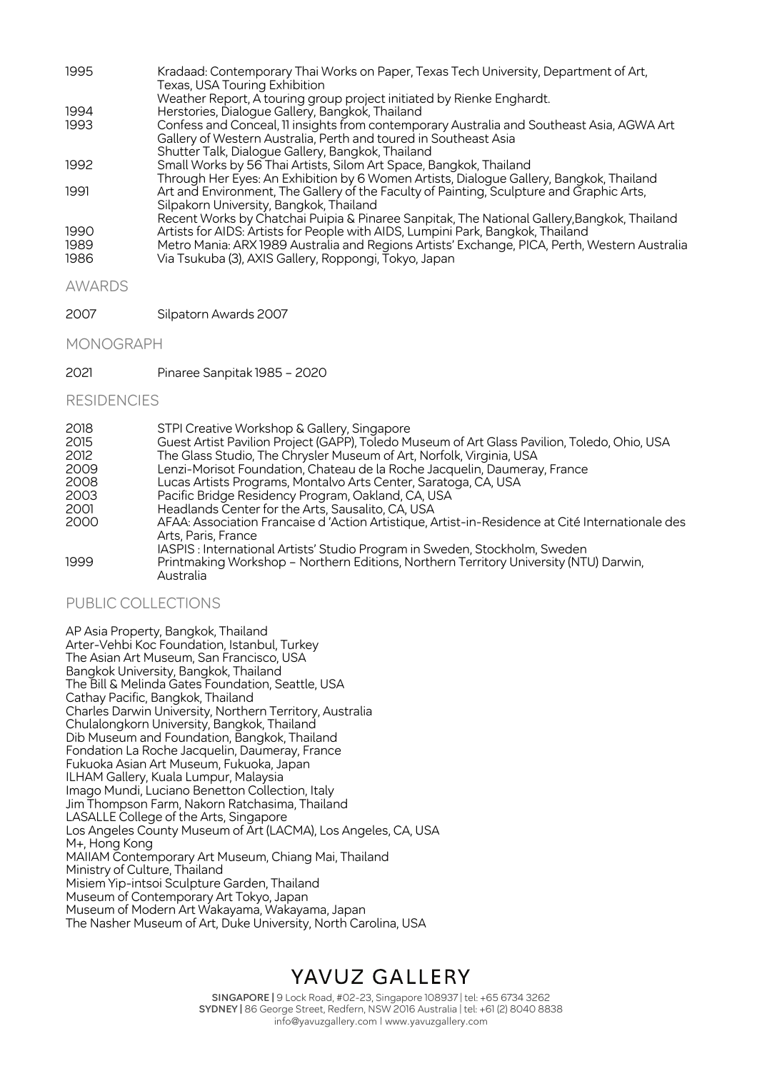| | |
|---|---|
| 1995 | Kradaad: Contemporary Thai Works on Paper, Texas Tech University, Department of Art, Texas, USA Touring Exhibition |
| | Weather Report, A touring group project initiated by Rienke Enghardt. |
| 1994 | Herstories, Dialogue Gallery, Bangkok, Thailand |
| 1993 | Confess and Conceal, 11 insights from contemporary Australia and Southeast Asia, AGWA Art Gallery of Western Australia, Perth and toured in Southeast Asia |
| | Shutter Talk, Dialogue Gallery, Bangkok, Thailand |
| 1992 | Small Works by 56 Thai Artists, Silom Art Space, Bangkok, Thailand |
| | Through Her Eyes: An Exhibition by 6 Women Artists, Dialogue Gallery, Bangkok, Thailand |
| 1991 | Art and Environment, The Gallery of the Faculty of Painting, Sculpture and Graphic Arts, Silpakorn University, Bangkok, Thailand |
| | Recent Works by Chatchai Puipia & Pinaree Sanpitak, The National Gallery,Bangkok, Thailand |
| 1990 | Artists for AIDS: Artists for People with AIDS, Lumpini Park, Bangkok, Thailand |
| 1989 | Metro Mania: ARX 1989 Australia and Regions Artists' Exchange, PICA, Perth, Western Australia |
| 1986 | Via Tsukuba (3), AXIS Gallery, Roppongi, Tokyo, Japan |

## AWARDS

| | |
|---|---|
| 2007 | Silpatorn Awards 2007 |

## MONOGRAPH

| | |
|---|---|
| 2021 | Pinaree Sanpitak 1985 – 2020 |

## RESIDENCIES

| | |
|---|---|
| 2018 | STPI Creative Workshop & Gallery, Singapore |
| 2015 | Guest Artist Pavilion Project (GAPP), Toledo Museum of Art Glass Pavilion, Toledo, Ohio, USA |
| 2012 | The Glass Studio, The Chrysler Museum of Art, Norfolk, Virginia, USA |
| 2009 | Lenzi-Morisot Foundation, Chateau de la Roche Jacquelin, Daumeray, France |
| 2008 | Lucas Artists Programs, Montalvo Arts Center, Saratoga, CA, USA |
| 2003 | Pacific Bridge Residency Program, Oakland, CA, USA |
| 2001 | Headlands Center for the Arts, Sausalito, CA, USA |
| 2000 | AFAA: Association Francaise d 'Action Artistique, Artist-in-Residence at Cité Internationale des Arts, Paris, France |
| | IASPIS : International Artists' Studio Program in Sweden, Stockholm, Sweden |
| 1999 | Printmaking Workshop – Northern Editions, Northern Territory University (NTU) Darwin, Australia |

## PUBLIC COLLECTIONS

AP Asia Property, Bangkok, Thailand
Arter-Vehbi Koc Foundation, Istanbul, Turkey
The Asian Art Museum, San Francisco, USA
Bangkok University, Bangkok, Thailand
The Bill & Melinda Gates Foundation, Seattle, USA
Cathay Pacific, Bangkok, Thailand
Charles Darwin University, Northern Territory, Australia
Chulalongkorn University, Bangkok, Thailand
Dib Museum and Foundation, Bangkok, Thailand
Fondation La Roche Jacquelin, Daumeray, France
Fukuoka Asian Art Museum, Fukuoka, Japan
ILHAM Gallery, Kuala Lumpur, Malaysia
Imago Mundi, Luciano Benetton Collection, Italy
Jim Thompson Farm, Nakorn Ratchasima, Thailand
LASALLE College of the Arts, Singapore
Los Angeles County Museum of Art (LACMA), Los Angeles, CA, USA
M+, Hong Kong
MAIIAM Contemporary Art Museum, Chiang Mai, Thailand
Ministry of Culture, Thailand
Misiem Yip-intsoi Sculpture Garden, Thailand
Museum of Contemporary Art Tokyo, Japan
Museum of Modern Art Wakayama, Wakayama, Japan
The Nasher Museum of Art, Duke University, North Carolina, USA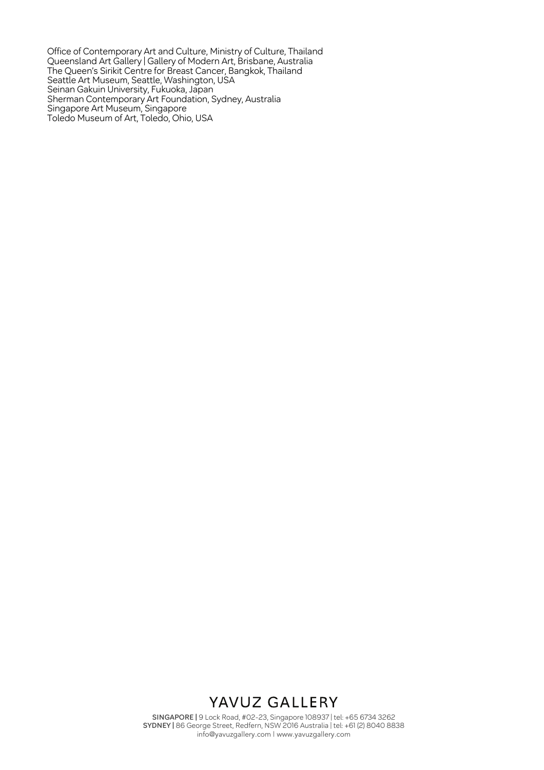Office of Contemporary Art and Culture, Ministry of Culture, Thailand
Queensland Art Gallery | Gallery of Modern Art, Brisbane, Australia
The Queen's Sirikit Centre for Breast Cancer, Bangkok, Thailand
Seattle Art Museum, Seattle, Washington, USA
Seinan Gakuin University, Fukuoka, Japan
Sherman Contemporary Art Foundation, Sydney, Australia
Singapore Art Museum, Singapore
Toledo Museum of Art, Toledo, Ohio, USA